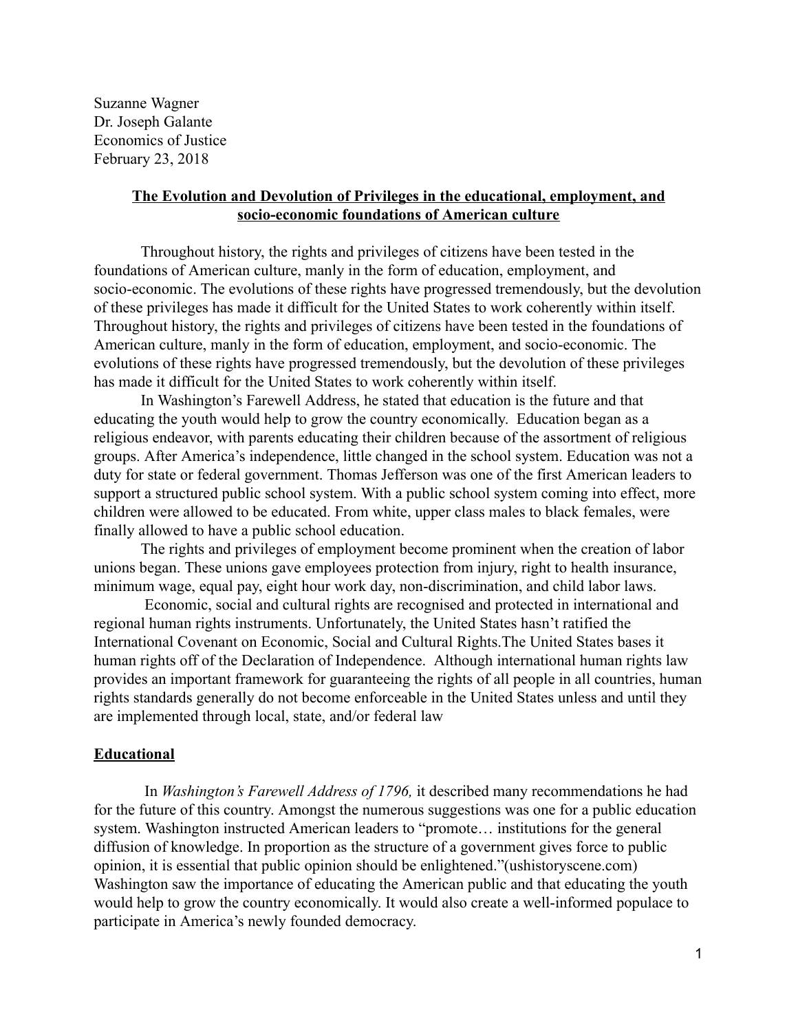Suzanne Wagner
Dr. Joseph Galante
Economics of Justice
February 23, 2018

**The Evolution and Devolution of Privileges in the educational, employment, and socio-economic foundations of American culture**

Throughout history, the rights and privileges of citizens have been tested in the foundations of American culture, manly in the form of education, employment, and socio-economic. The evolutions of these rights have progressed tremendously, but the devolution of these privileges has made it difficult for the United States to work coherently within itself. Throughout history, the rights and privileges of citizens have been tested in the foundations of American culture, manly in the form of education, employment, and socio-economic. The evolutions of these rights have progressed tremendously, but the devolution of these privileges has made it difficult for the United States to work coherently within itself.

In Washington's Farewell Address, he stated that education is the future and that educating the youth would help to grow the country economically. Education began as a religious endeavor, with parents educating their children because of the assortment of religious groups. After America's independence, little changed in the school system. Education was not a duty for state or federal government. Thomas Jefferson was one of the first American leaders to support a structured public school system. With a public school system coming into effect, more children were allowed to be educated. From white, upper class males to black females, were finally allowed to have a public school education.

The rights and privileges of employment become prominent when the creation of labor unions began. These unions gave employees protection from injury, right to health insurance, minimum wage, equal pay, eight hour work day, non-discrimination, and child labor laws.

Economic, social and cultural rights are recognised and protected in international and regional human rights instruments. Unfortunately, the United States hasn't ratified the International Covenant on Economic, Social and Cultural Rights.The United States bases it human rights off of the Declaration of Independence. Although international human rights law provides an important framework for guaranteeing the rights of all people in all countries, human rights standards generally do not become enforceable in the United States unless and until they are implemented through local, state, and/or federal law

## Educational

In *Washington's Farewell Address of 1796,* it described many recommendations he had for the future of this country. Amongst the numerous suggestions was one for a public education system. Washington instructed American leaders to "promote… institutions for the general diffusion of knowledge. In proportion as the structure of a government gives force to public opinion, it is essential that public opinion should be enlightened."(ushistoryscene.com) Washington saw the importance of educating the American public and that educating the youth would help to grow the country economically. It would also create a well-informed populace to participate in America's newly founded democracy.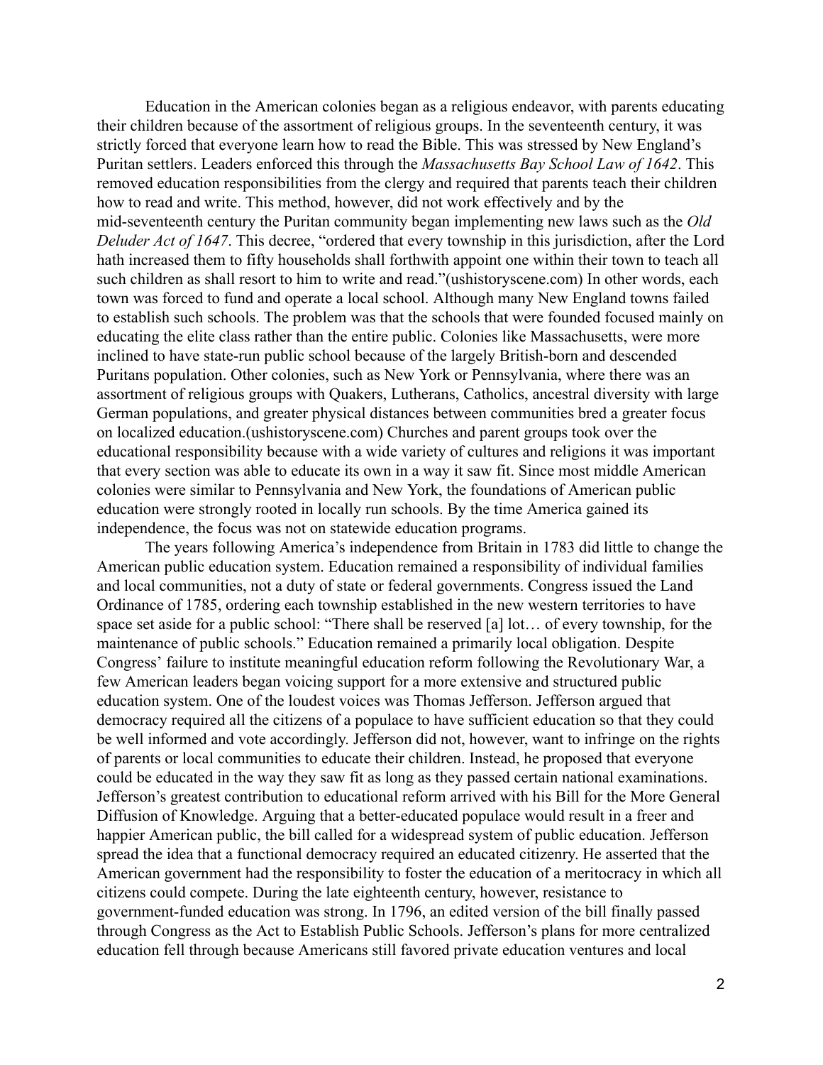Education in the American colonies began as a religious endeavor, with parents educating their children because of the assortment of religious groups. In the seventeenth century, it was strictly forced that everyone learn how to read the Bible. This was stressed by New England's Puritan settlers. Leaders enforced this through the *Massachusetts Bay School Law of 1642*. This removed education responsibilities from the clergy and required that parents teach their children how to read and write. This method, however, did not work effectively and by the mid-seventeenth century the Puritan community began implementing new laws such as the *Old Deluder Act of 1647*. This decree, "ordered that every township in this jurisdiction, after the Lord hath increased them to fifty households shall forthwith appoint one within their town to teach all such children as shall resort to him to write and read."(ushistoryscene.com) In other words, each town was forced to fund and operate a local school. Although many New England towns failed to establish such schools. The problem was that the schools that were founded focused mainly on educating the elite class rather than the entire public. Colonies like Massachusetts, were more inclined to have state-run public school because of the largely British-born and descended Puritans population. Other colonies, such as New York or Pennsylvania, where there was an assortment of religious groups with Quakers, Lutherans, Catholics, ancestral diversity with large German populations, and greater physical distances between communities bred a greater focus on localized education.(ushistoryscene.com) Churches and parent groups took over the educational responsibility because with a wide variety of cultures and religions it was important that every section was able to educate its own in a way it saw fit. Since most middle American colonies were similar to Pennsylvania and New York, the foundations of American public education were strongly rooted in locally run schools. By the time America gained its independence, the focus was not on statewide education programs.

The years following America's independence from Britain in 1783 did little to change the American public education system. Education remained a responsibility of individual families and local communities, not a duty of state or federal governments. Congress issued the Land Ordinance of 1785, ordering each township established in the new western territories to have space set aside for a public school: "There shall be reserved [a] lot… of every township, for the maintenance of public schools." Education remained a primarily local obligation. Despite Congress' failure to institute meaningful education reform following the Revolutionary War, a few American leaders began voicing support for a more extensive and structured public education system. One of the loudest voices was Thomas Jefferson. Jefferson argued that democracy required all the citizens of a populace to have sufficient education so that they could be well informed and vote accordingly. Jefferson did not, however, want to infringe on the rights of parents or local communities to educate their children. Instead, he proposed that everyone could be educated in the way they saw fit as long as they passed certain national examinations. Jefferson's greatest contribution to educational reform arrived with his Bill for the More General Diffusion of Knowledge. Arguing that a better-educated populace would result in a freer and happier American public, the bill called for a widespread system of public education. Jefferson spread the idea that a functional democracy required an educated citizenry. He asserted that the American government had the responsibility to foster the education of a meritocracy in which all citizens could compete. During the late eighteenth century, however, resistance to government-funded education was strong. In 1796, an edited version of the bill finally passed through Congress as the Act to Establish Public Schools. Jefferson's plans for more centralized education fell through because Americans still favored private education ventures and local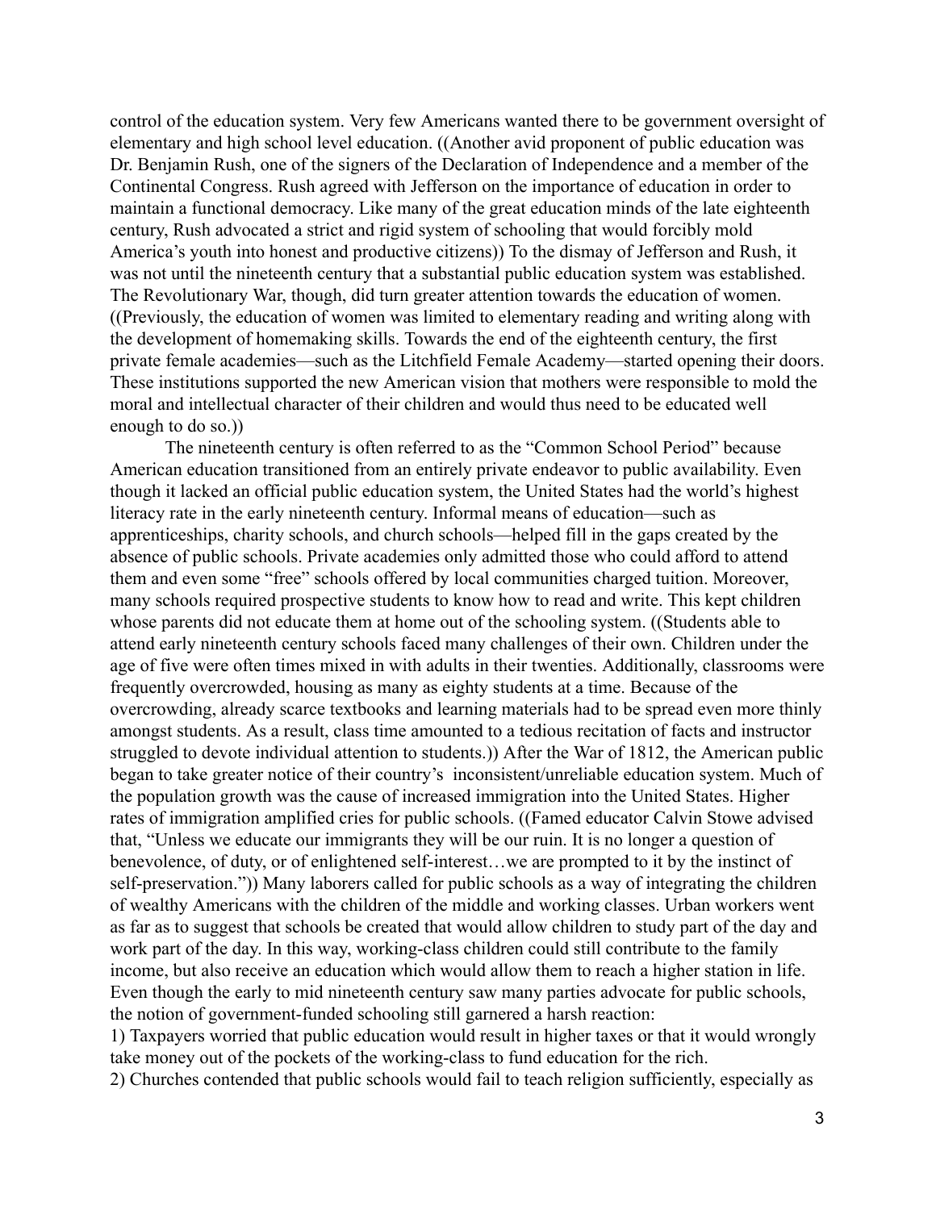control of the education system. Very few Americans wanted there to be government oversight of elementary and high school level education. ((Another avid proponent of public education was Dr. Benjamin Rush, one of the signers of the Declaration of Independence and a member of the Continental Congress. Rush agreed with Jefferson on the importance of education in order to maintain a functional democracy. Like many of the great education minds of the late eighteenth century, Rush advocated a strict and rigid system of schooling that would forcibly mold America's youth into honest and productive citizens)) To the dismay of Jefferson and Rush, it was not until the nineteenth century that a substantial public education system was established. The Revolutionary War, though, did turn greater attention towards the education of women. ((Previously, the education of women was limited to elementary reading and writing along with the development of homemaking skills. Towards the end of the eighteenth century, the first private female academies—such as the Litchfield Female Academy—started opening their doors. These institutions supported the new American vision that mothers were responsible to mold the moral and intellectual character of their children and would thus need to be educated well enough to do so.))

The nineteenth century is often referred to as the "Common School Period" because American education transitioned from an entirely private endeavor to public availability. Even though it lacked an official public education system, the United States had the world's highest literacy rate in the early nineteenth century. Informal means of education—such as apprenticeships, charity schools, and church schools—helped fill in the gaps created by the absence of public schools. Private academies only admitted those who could afford to attend them and even some "free" schools offered by local communities charged tuition. Moreover, many schools required prospective students to know how to read and write. This kept children whose parents did not educate them at home out of the schooling system. ((Students able to attend early nineteenth century schools faced many challenges of their own. Children under the age of five were often times mixed in with adults in their twenties. Additionally, classrooms were frequently overcrowded, housing as many as eighty students at a time. Because of the overcrowding, already scarce textbooks and learning materials had to be spread even more thinly amongst students. As a result, class time amounted to a tedious recitation of facts and instructor struggled to devote individual attention to students.)) After the War of 1812, the American public began to take greater notice of their country's inconsistent/unreliable education system. Much of the population growth was the cause of increased immigration into the United States. Higher rates of immigration amplified cries for public schools. ((Famed educator Calvin Stowe advised that, "Unless we educate our immigrants they will be our ruin. It is no longer a question of benevolence, of duty, or of enlightened self-interest…we are prompted to it by the instinct of self-preservation.")) Many laborers called for public schools as a way of integrating the children of wealthy Americans with the children of the middle and working classes. Urban workers went as far as to suggest that schools be created that would allow children to study part of the day and work part of the day. In this way, working-class children could still contribute to the family income, but also receive an education which would allow them to reach a higher station in life. Even though the early to mid nineteenth century saw many parties advocate for public schools, the notion of government-funded schooling still garnered a harsh reaction:

1) Taxpayers worried that public education would result in higher taxes or that it would wrongly take money out of the pockets of the working-class to fund education for the rich.

2) Churches contended that public schools would fail to teach religion sufficiently, especially as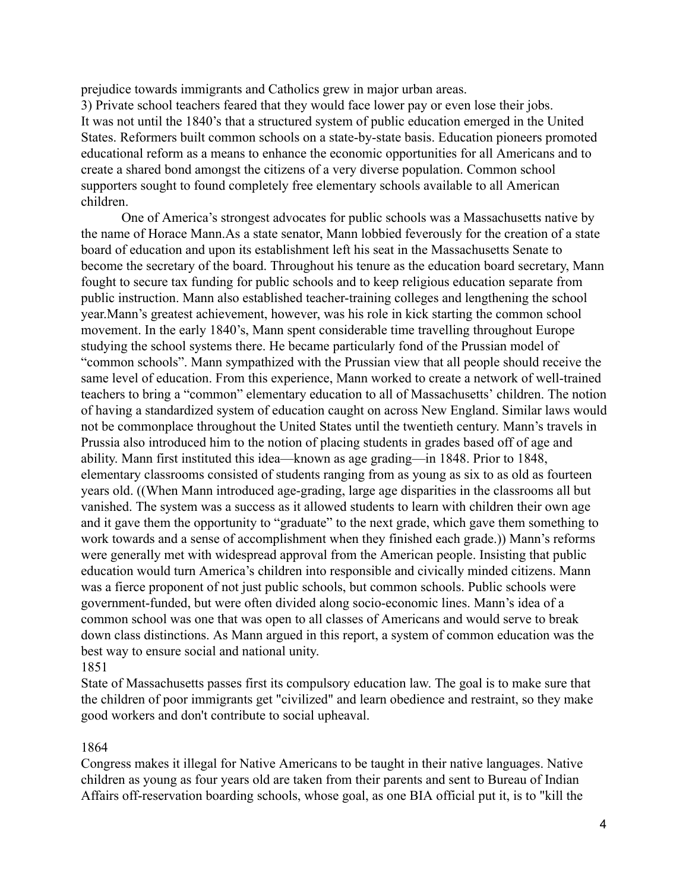prejudice towards immigrants and Catholics grew in major urban areas.

3) Private school teachers feared that they would face lower pay or even lose their jobs.

It was not until the 1840's that a structured system of public education emerged in the United States. Reformers built common schools on a state-by-state basis. Education pioneers promoted educational reform as a means to enhance the economic opportunities for all Americans and to create a shared bond amongst the citizens of a very diverse population. Common school supporters sought to found completely free elementary schools available to all American children.

One of America's strongest advocates for public schools was a Massachusetts native by the name of Horace Mann.As a state senator, Mann lobbied feverously for the creation of a state board of education and upon its establishment left his seat in the Massachusetts Senate to become the secretary of the board. Throughout his tenure as the education board secretary, Mann fought to secure tax funding for public schools and to keep religious education separate from public instruction. Mann also established teacher-training colleges and lengthening the school year.Mann's greatest achievement, however, was his role in kick starting the common school movement. In the early 1840's, Mann spent considerable time travelling throughout Europe studying the school systems there. He became particularly fond of the Prussian model of "common schools". Mann sympathized with the Prussian view that all people should receive the same level of education. From this experience, Mann worked to create a network of well-trained teachers to bring a "common" elementary education to all of Massachusetts' children. The notion of having a standardized system of education caught on across New England. Similar laws would not be commonplace throughout the United States until the twentieth century. Mann's travels in Prussia also introduced him to the notion of placing students in grades based off of age and ability. Mann first instituted this idea—known as age grading—in 1848. Prior to 1848, elementary classrooms consisted of students ranging from as young as six to as old as fourteen years old. ((When Mann introduced age-grading, large age disparities in the classrooms all but vanished. The system was a success as it allowed students to learn with children their own age and it gave them the opportunity to "graduate" to the next grade, which gave them something to work towards and a sense of accomplishment when they finished each grade.)) Mann's reforms were generally met with widespread approval from the American people. Insisting that public education would turn America's children into responsible and civically minded citizens. Mann was a fierce proponent of not just public schools, but common schools. Public schools were government-funded, but were often divided along socio-economic lines. Mann's idea of a common school was one that was open to all classes of Americans and would serve to break down class distinctions. As Mann argued in this report, a system of common education was the best way to ensure social and national unity.

1851

State of Massachusetts passes first its compulsory education law. The goal is to make sure that the children of poor immigrants get "civilized" and learn obedience and restraint, so they make good workers and don't contribute to social upheaval.

1864

Congress makes it illegal for Native Americans to be taught in their native languages. Native children as young as four years old are taken from their parents and sent to Bureau of Indian Affairs off-reservation boarding schools, whose goal, as one BIA official put it, is to "kill the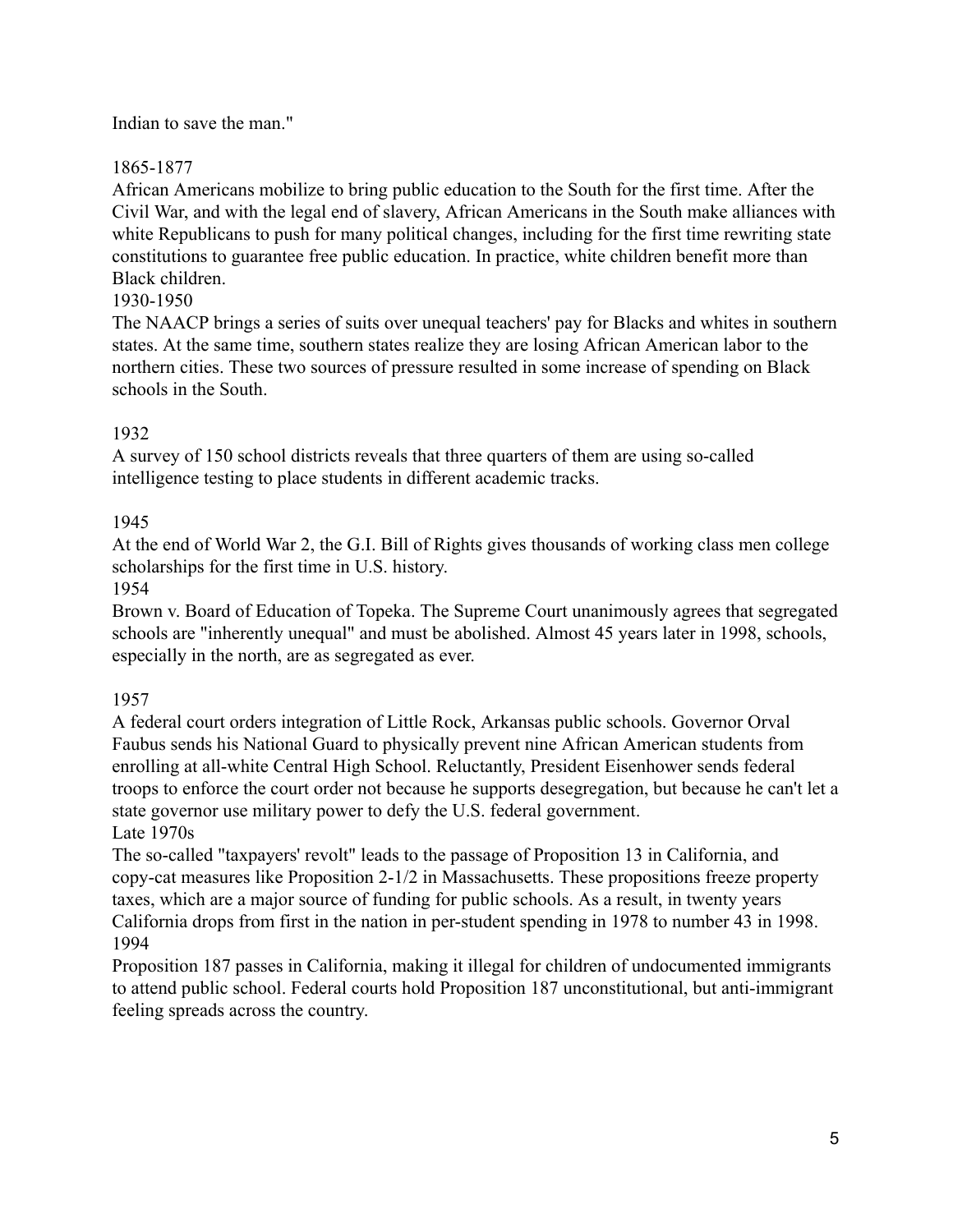Indian to save the man."

1865-1877

African Americans mobilize to bring public education to the South for the first time. After the Civil War, and with the legal end of slavery, African Americans in the South make alliances with white Republicans to push for many political changes, including for the first time rewriting state constitutions to guarantee free public education. In practice, white children benefit more than Black children.

1930-1950

The NAACP brings a series of suits over unequal teachers' pay for Blacks and whites in southern states. At the same time, southern states realize they are losing African American labor to the northern cities. These two sources of pressure resulted in some increase of spending on Black schools in the South.

1932

A survey of 150 school districts reveals that three quarters of them are using so-called intelligence testing to place students in different academic tracks.

1945

At the end of World War 2, the G.I. Bill of Rights gives thousands of working class men college scholarships for the first time in U.S. history.

1954

Brown v. Board of Education of Topeka. The Supreme Court unanimously agrees that segregated schools are "inherently unequal" and must be abolished. Almost 45 years later in 1998, schools, especially in the north, are as segregated as ever.

1957

A federal court orders integration of Little Rock, Arkansas public schools. Governor Orval Faubus sends his National Guard to physically prevent nine African American students from enrolling at all-white Central High School. Reluctantly, President Eisenhower sends federal troops to enforce the court order not because he supports desegregation, but because he can't let a state governor use military power to defy the U.S. federal government.

Late 1970s

The so-called "taxpayers' revolt" leads to the passage of Proposition 13 in California, and copy-cat measures like Proposition 2-1/2 in Massachusetts. These propositions freeze property taxes, which are a major source of funding for public schools. As a result, in twenty years California drops from first in the nation in per-student spending in 1978 to number 43 in 1998.

1994

Proposition 187 passes in California, making it illegal for children of undocumented immigrants to attend public school. Federal courts hold Proposition 187 unconstitutional, but anti-immigrant feeling spreads across the country.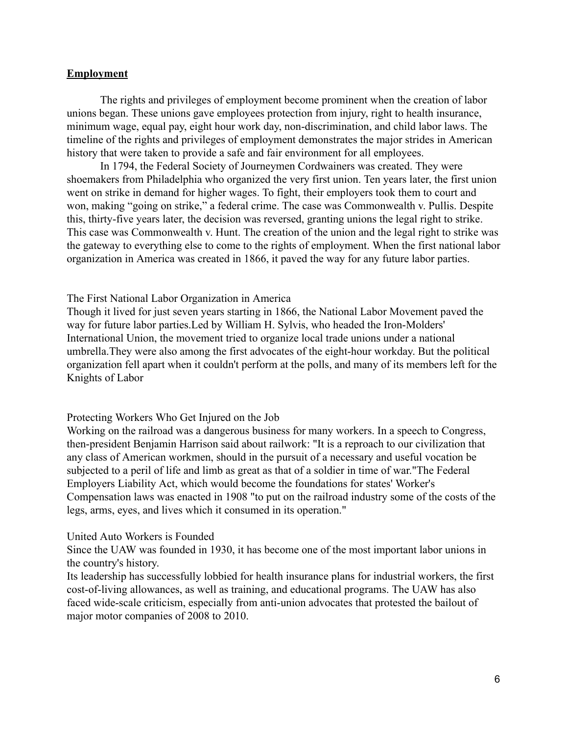## **Employment**

The rights and privileges of employment become prominent when the creation of labor unions began. These unions gave employees protection from injury, right to health insurance, minimum wage, equal pay, eight hour work day, non-discrimination, and child labor laws. The timeline of the rights and privileges of employment demonstrates the major strides in American history that were taken to provide a safe and fair environment for all employees.

In 1794, the Federal Society of Journeymen Cordwainers was created. They were shoemakers from Philadelphia who organized the very first union. Ten years later, the first union went on strike in demand for higher wages. To fight, their employers took them to court and won, making "going on strike," a federal crime. The case was Commonwealth v. Pullis. Despite this, thirty-five years later, the decision was reversed, granting unions the legal right to strike. This case was Commonwealth v. Hunt. The creation of the union and the legal right to strike was the gateway to everything else to come to the rights of employment. When the first national labor organization in America was created in 1866, it paved the way for any future labor parties.

### The First National Labor Organization in America

Though it lived for just seven years starting in 1866, the National Labor Movement paved the way for future labor parties.Led by William H. Sylvis, who headed the Iron-Molders' International Union, the movement tried to organize local trade unions under a national umbrella.They were also among the first advocates of the eight-hour workday. But the political organization fell apart when it couldn't perform at the polls, and many of its members left for the Knights of Labor

### Protecting Workers Who Get Injured on the Job

Working on the railroad was a dangerous business for many workers. In a speech to Congress, then-president Benjamin Harrison said about railwork: "It is a reproach to our civilization that any class of American workmen, should in the pursuit of a necessary and useful vocation be subjected to a peril of life and limb as great as that of a soldier in time of war."The Federal Employers Liability Act, which would become the foundations for states' Worker's Compensation laws was enacted in 1908 "to put on the railroad industry some of the costs of the legs, arms, eyes, and lives which it consumed in its operation."

### United Auto Workers is Founded

Since the UAW was founded in 1930, it has become one of the most important labor unions in the country's history.

Its leadership has successfully lobbied for health insurance plans for industrial workers, the first cost-of-living allowances, as well as training, and educational programs. The UAW has also faced wide-scale criticism, especially from anti-union advocates that protested the bailout of major motor companies of 2008 to 2010.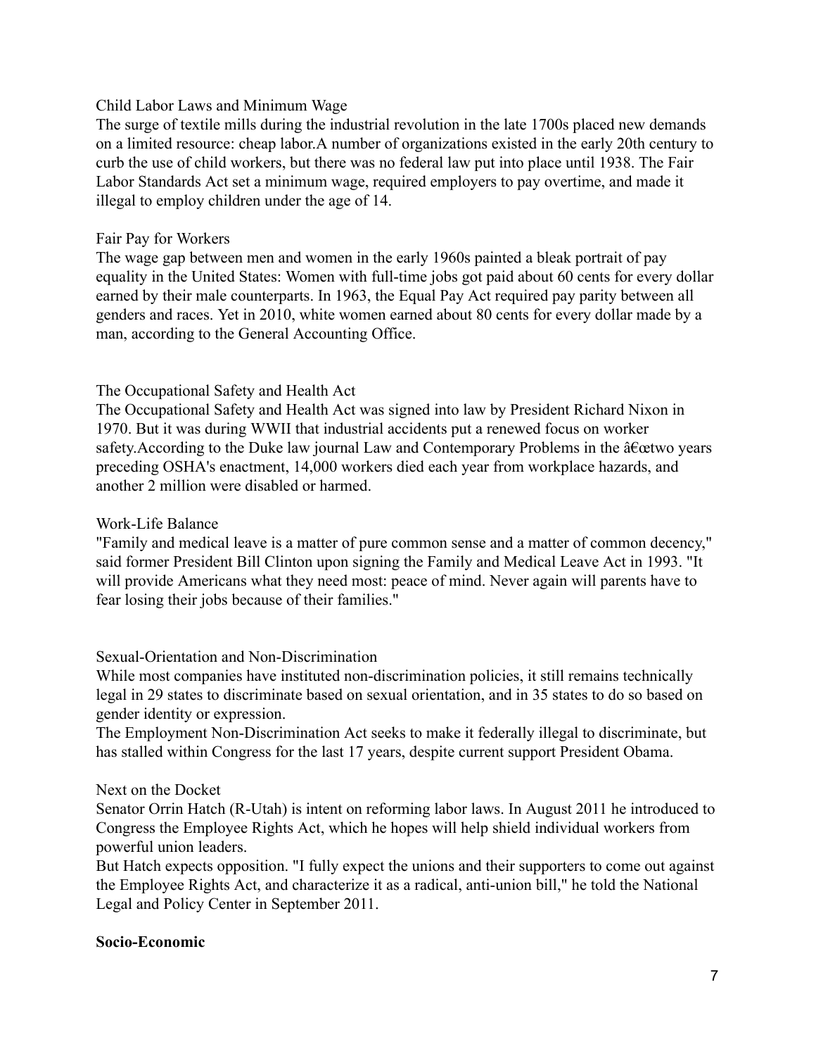Child Labor Laws and Minimum Wage

The surge of textile mills during the industrial revolution in the late 1700s placed new demands on a limited resource: cheap labor.A number of organizations existed in the early 20th century to curb the use of child workers, but there was no federal law put into place until 1938. The Fair Labor Standards Act set a minimum wage, required employers to pay overtime, and made it illegal to employ children under the age of 14.

Fair Pay for Workers

The wage gap between men and women in the early 1960s painted a bleak portrait of pay equality in the United States: Women with full-time jobs got paid about 60 cents for every dollar earned by their male counterparts. In 1963, the Equal Pay Act required pay parity between all genders and races. Yet in 2010, white women earned about 80 cents for every dollar made by a man, according to the General Accounting Office.

The Occupational Safety and Health Act

The Occupational Safety and Health Act was signed into law by President Richard Nixon in 1970. But it was during WWII that industrial accidents put a renewed focus on worker safety.According to the Duke law journal Law and Contemporary Problems in the â€œtwo years preceding OSHA's enactment, 14,000 workers died each year from workplace hazards, and another 2 million were disabled or harmed.

Work-Life Balance

"Family and medical leave is a matter of pure common sense and a matter of common decency," said former President Bill Clinton upon signing the Family and Medical Leave Act in 1993. "It will provide Americans what they need most: peace of mind. Never again will parents have to fear losing their jobs because of their families."

Sexual-Orientation and Non-Discrimination

While most companies have instituted non-discrimination policies, it still remains technically legal in 29 states to discriminate based on sexual orientation, and in 35 states to do so based on gender identity or expression.

The Employment Non-Discrimination Act seeks to make it federally illegal to discriminate, but has stalled within Congress for the last 17 years, despite current support President Obama.

Next on the Docket

Senator Orrin Hatch (R-Utah) is intent on reforming labor laws. In August 2011 he introduced to Congress the Employee Rights Act, which he hopes will help shield individual workers from powerful union leaders.

But Hatch expects opposition. "I fully expect the unions and their supporters to come out against the Employee Rights Act, and characterize it as a radical, anti-union bill," he told the National Legal and Policy Center in September 2011.

**Socio-Economic**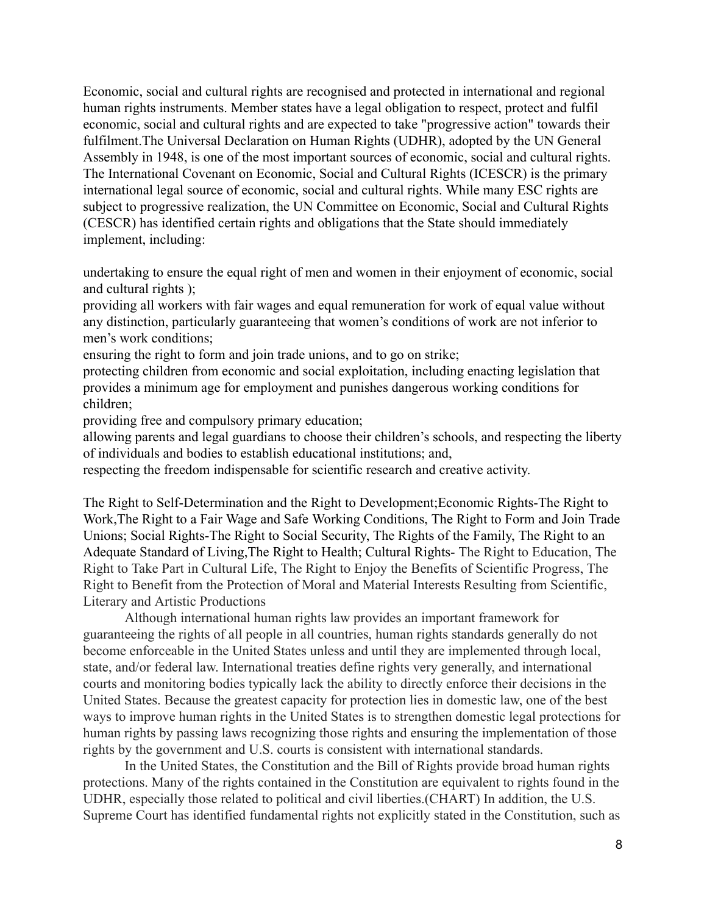Economic, social and cultural rights are recognised and protected in international and regional human rights instruments. Member states have a legal obligation to respect, protect and fulfil economic, social and cultural rights and are expected to take "progressive action" towards their fulfilment.The Universal Declaration on Human Rights (UDHR), adopted by the UN General Assembly in 1948, is one of the most important sources of economic, social and cultural rights. The International Covenant on Economic, Social and Cultural Rights (ICESCR) is the primary international legal source of economic, social and cultural rights. While many ESC rights are subject to progressive realization, the UN Committee on Economic, Social and Cultural Rights (CESCR) has identified certain rights and obligations that the State should immediately implement, including:

undertaking to ensure the equal right of men and women in their enjoyment of economic, social and cultural rights );
providing all workers with fair wages and equal remuneration for work of equal value without any distinction, particularly guaranteeing that women's conditions of work are not inferior to men's work conditions;
ensuring the right to form and join trade unions, and to go on strike;
protecting children from economic and social exploitation, including enacting legislation that provides a minimum age for employment and punishes dangerous working conditions for children;
providing free and compulsory primary education;
allowing parents and legal guardians to choose their children's schools, and respecting the liberty of individuals and bodies to establish educational institutions; and,
respecting the freedom indispensable for scientific research and creative activity.

The Right to Self-Determination and the Right to Development;Economic Rights-The Right to Work,The Right to a Fair Wage and Safe Working Conditions, The Right to Form and Join Trade Unions; Social Rights-The Right to Social Security, The Rights of the Family, The Right to an Adequate Standard of Living,The Right to Health; Cultural Rights- The Right to Education, The Right to Take Part in Cultural Life, The Right to Enjoy the Benefits of Scientific Progress, The Right to Benefit from the Protection of Moral and Material Interests Resulting from Scientific, Literary and Artistic Productions

Although international human rights law provides an important framework for guaranteeing the rights of all people in all countries, human rights standards generally do not become enforceable in the United States unless and until they are implemented through local, state, and/or federal law. International treaties define rights very generally, and international courts and monitoring bodies typically lack the ability to directly enforce their decisions in the United States. Because the greatest capacity for protection lies in domestic law, one of the best ways to improve human rights in the United States is to strengthen domestic legal protections for human rights by passing laws recognizing those rights and ensuring the implementation of those rights by the government and U.S. courts is consistent with international standards.

In the United States, the Constitution and the Bill of Rights provide broad human rights protections. Many of the rights contained in the Constitution are equivalent to rights found in the UDHR, especially those related to political and civil liberties.(CHART) In addition, the U.S. Supreme Court has identified fundamental rights not explicitly stated in the Constitution, such as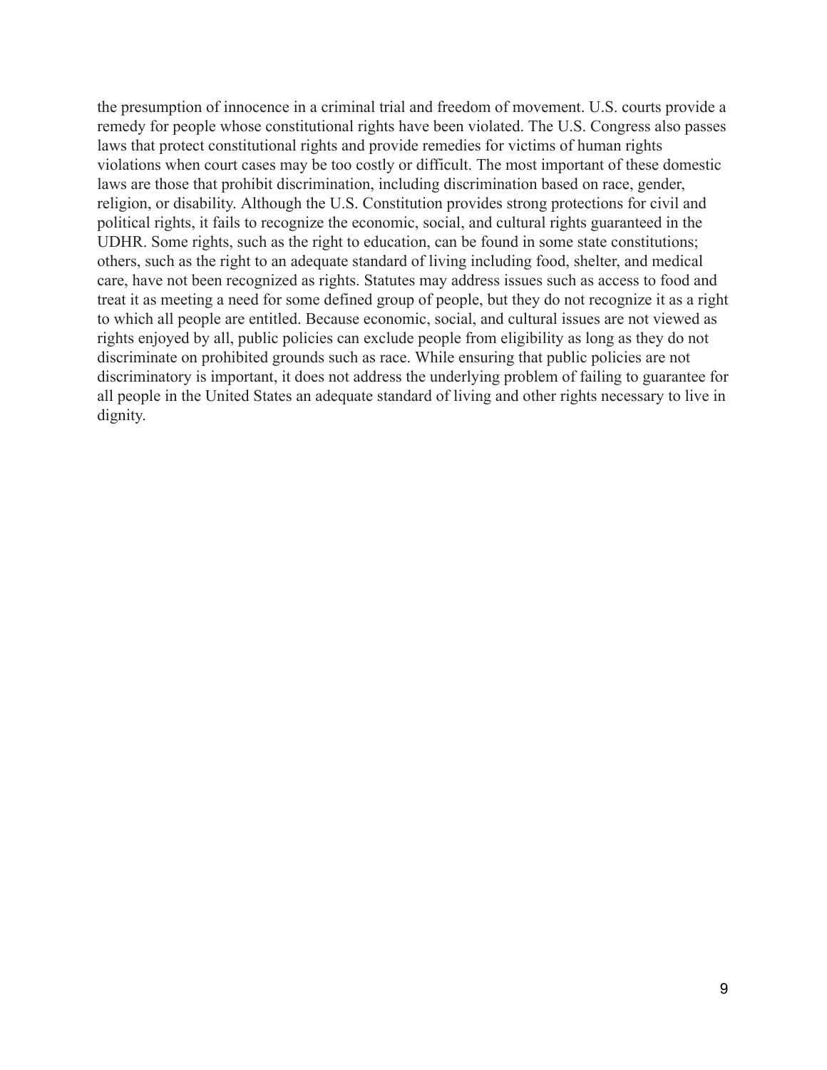the presumption of innocence in a criminal trial and freedom of movement. U.S. courts provide a remedy for people whose constitutional rights have been violated. The U.S. Congress also passes laws that protect constitutional rights and provide remedies for victims of human rights violations when court cases may be too costly or difficult. The most important of these domestic laws are those that prohibit discrimination, including discrimination based on race, gender, religion, or disability. Although the U.S. Constitution provides strong protections for civil and political rights, it fails to recognize the economic, social, and cultural rights guaranteed in the UDHR. Some rights, such as the right to education, can be found in some state constitutions; others, such as the right to an adequate standard of living including food, shelter, and medical care, have not been recognized as rights. Statutes may address issues such as access to food and treat it as meeting a need for some defined group of people, but they do not recognize it as a right to which all people are entitled. Because economic, social, and cultural issues are not viewed as rights enjoyed by all, public policies can exclude people from eligibility as long as they do not discriminate on prohibited grounds such as race. While ensuring that public policies are not discriminatory is important, it does not address the underlying problem of failing to guarantee for all people in the United States an adequate standard of living and other rights necessary to live in dignity.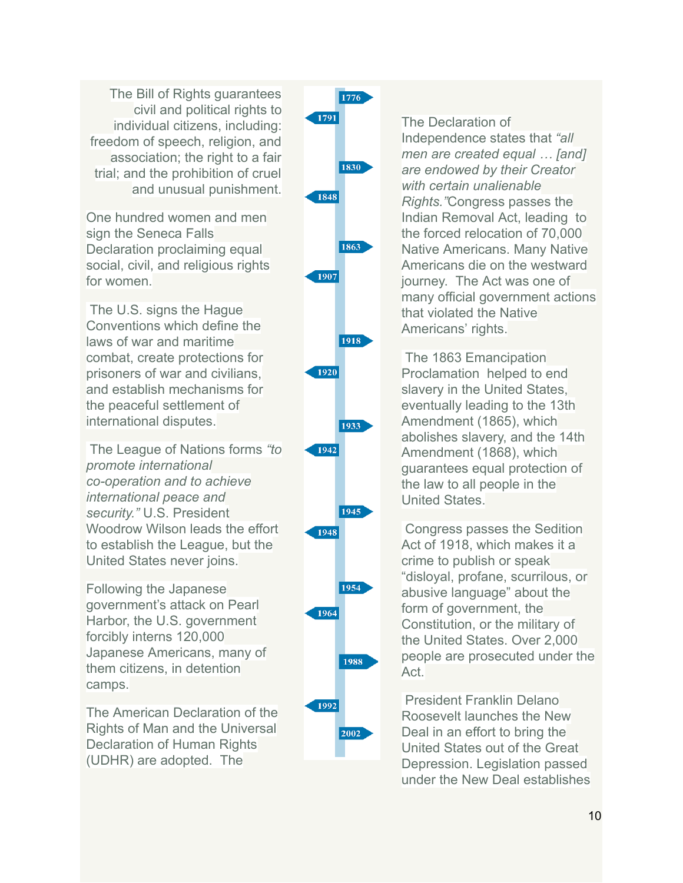1776 — The Declaration of Independence states that *"all men are created equal … [and] are endowed by their Creator with certain unalienable Rights."*

1791 — The Bill of Rights guarantees civil and political rights to individual citizens, including: freedom of speech, religion, and association; the right to a fair trial; and the prohibition of cruel and unusual punishment.

1830 — Congress passes the Indian Removal Act, leading to the forced relocation of 70,000 Native Americans. Many Native Americans die on the westward journey. The Act was one of many official government actions that violated the Native Americans' rights.

1848 — One hundred women and men sign the Seneca Falls Declaration proclaiming equal social, civil, and religious rights for women.

1863 — The 1863 Emancipation Proclamation helped to end slavery in the United States, eventually leading to the 13th Amendment (1865), which abolishes slavery, and the 14th Amendment (1868), which guarantees equal protection of the law to all people in the United States.

1907 — The U.S. signs the Hague Conventions which define the laws of war and maritime combat, create protections for prisoners of war and civilians, and establish mechanisms for the peaceful settlement of international disputes.

1918 — Congress passes the Sedition Act of 1918, which makes it a crime to publish or speak "disloyal, profane, scurrilous, or abusive language" about the form of government, the Constitution, or the military of the United States. Over 2,000 people are prosecuted under the Act.

1920 — The League of Nations forms *"to promote international co-operation and to achieve international peace and security."* U.S. President Woodrow Wilson leads the effort to establish the League, but the United States never joins.

1933 — President Franklin Delano Roosevelt launches the New Deal in an effort to bring the United States out of the Great Depression. Legislation passed under the New Deal establishes

1942 — Following the Japanese government's attack on Pearl Harbor, the U.S. government forcibly interns 120,000 Japanese Americans, many of them citizens, in detention camps.

1945

1948 — The American Declaration of the Rights of Man and the Universal Declaration of Human Rights (UDHR) are adopted. The

1954

1964

1988

1992

2002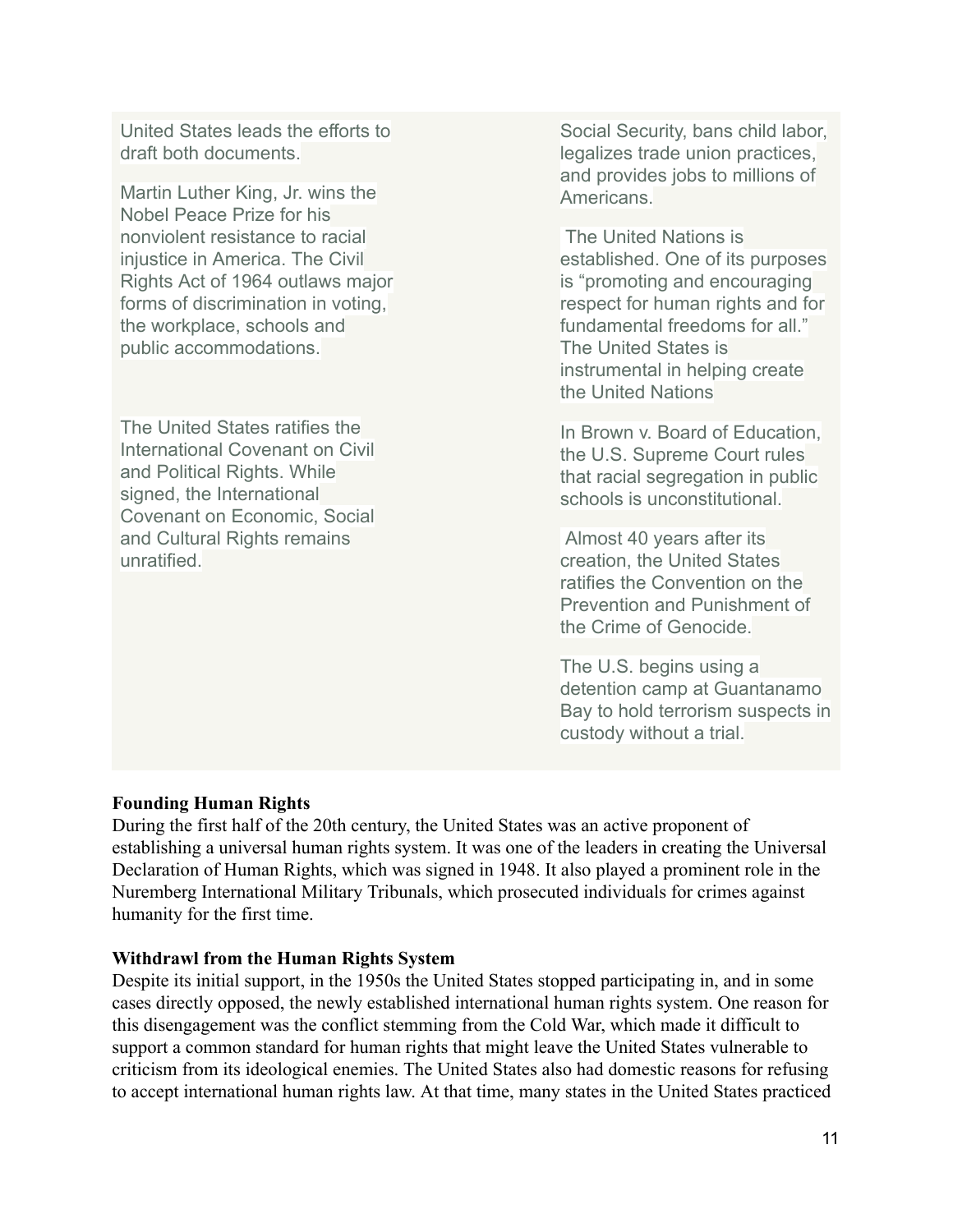United States leads the efforts to draft both documents.

Martin Luther King, Jr. wins the Nobel Peace Prize for his nonviolent resistance to racial injustice in America. The Civil Rights Act of 1964 outlaws major forms of discrimination in voting, the workplace, schools and public accommodations.

The United States ratifies the International Covenant on Civil and Political Rights. While signed, the International Covenant on Economic, Social and Cultural Rights remains unratified.

Social Security, bans child labor, legalizes trade union practices, and provides jobs to millions of Americans.

The United Nations is established. One of its purposes is "promoting and encouraging respect for human rights and for fundamental freedoms for all." The United States is instrumental in helping create the United Nations

In Brown v. Board of Education, the U.S. Supreme Court rules that racial segregation in public schools is unconstitutional.

Almost 40 years after its creation, the United States ratifies the Convention on the Prevention and Punishment of the Crime of Genocide.

The U.S. begins using a detention camp at Guantanamo Bay to hold terrorism suspects in custody without a trial.

**Founding Human Rights**

During the first half of the 20th century, the United States was an active proponent of establishing a universal human rights system. It was one of the leaders in creating the Universal Declaration of Human Rights, which was signed in 1948. It also played a prominent role in the Nuremberg International Military Tribunals, which prosecuted individuals for crimes against humanity for the first time.

**Withdrawl from the Human Rights System**

Despite its initial support, in the 1950s the United States stopped participating in, and in some cases directly opposed, the newly established international human rights system. One reason for this disengagement was the conflict stemming from the Cold War, which made it difficult to support a common standard for human rights that might leave the United States vulnerable to criticism from its ideological enemies. The United States also had domestic reasons for refusing to accept international human rights law. At that time, many states in the United States practiced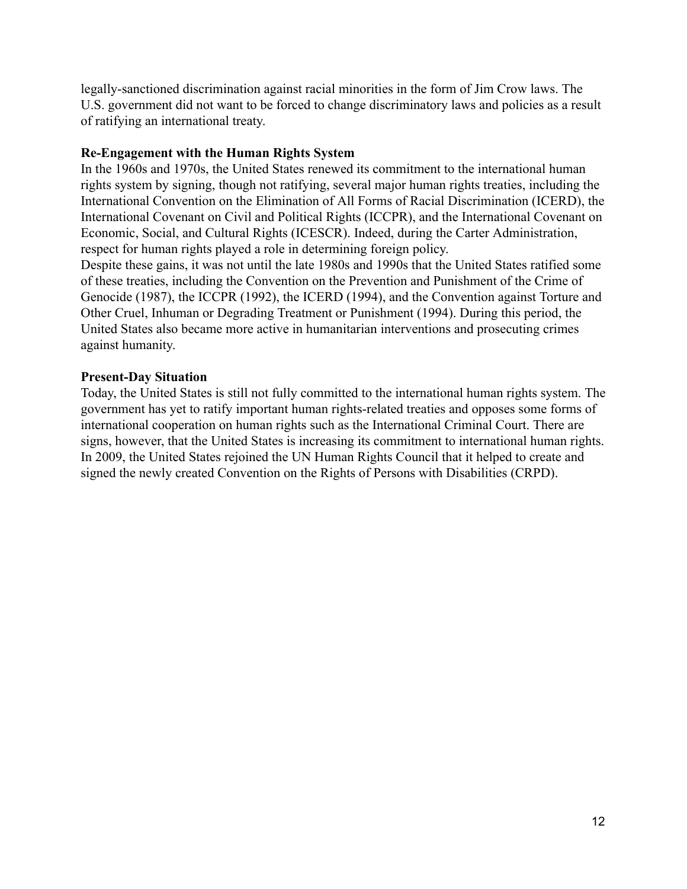legally-sanctioned discrimination against racial minorities in the form of Jim Crow laws. The U.S. government did not want to be forced to change discriminatory laws and policies as a result of ratifying an international treaty.

**Re-Engagement with the Human Rights System**

In the 1960s and 1970s, the United States renewed its commitment to the international human rights system by signing, though not ratifying, several major human rights treaties, including the International Convention on the Elimination of All Forms of Racial Discrimination (ICERD), the International Covenant on Civil and Political Rights (ICCPR), and the International Covenant on Economic, Social, and Cultural Rights (ICESCR). Indeed, during the Carter Administration, respect for human rights played a role in determining foreign policy.

Despite these gains, it was not until the late 1980s and 1990s that the United States ratified some of these treaties, including the Convention on the Prevention and Punishment of the Crime of Genocide (1987), the ICCPR (1992), the ICERD (1994), and the Convention against Torture and Other Cruel, Inhuman or Degrading Treatment or Punishment (1994). During this period, the United States also became more active in humanitarian interventions and prosecuting crimes against humanity.

**Present-Day Situation**

Today, the United States is still not fully committed to the international human rights system. The government has yet to ratify important human rights-related treaties and opposes some forms of international cooperation on human rights such as the International Criminal Court. There are signs, however, that the United States is increasing its commitment to international human rights. In 2009, the United States rejoined the UN Human Rights Council that it helped to create and signed the newly created Convention on the Rights of Persons with Disabilities (CRPD).